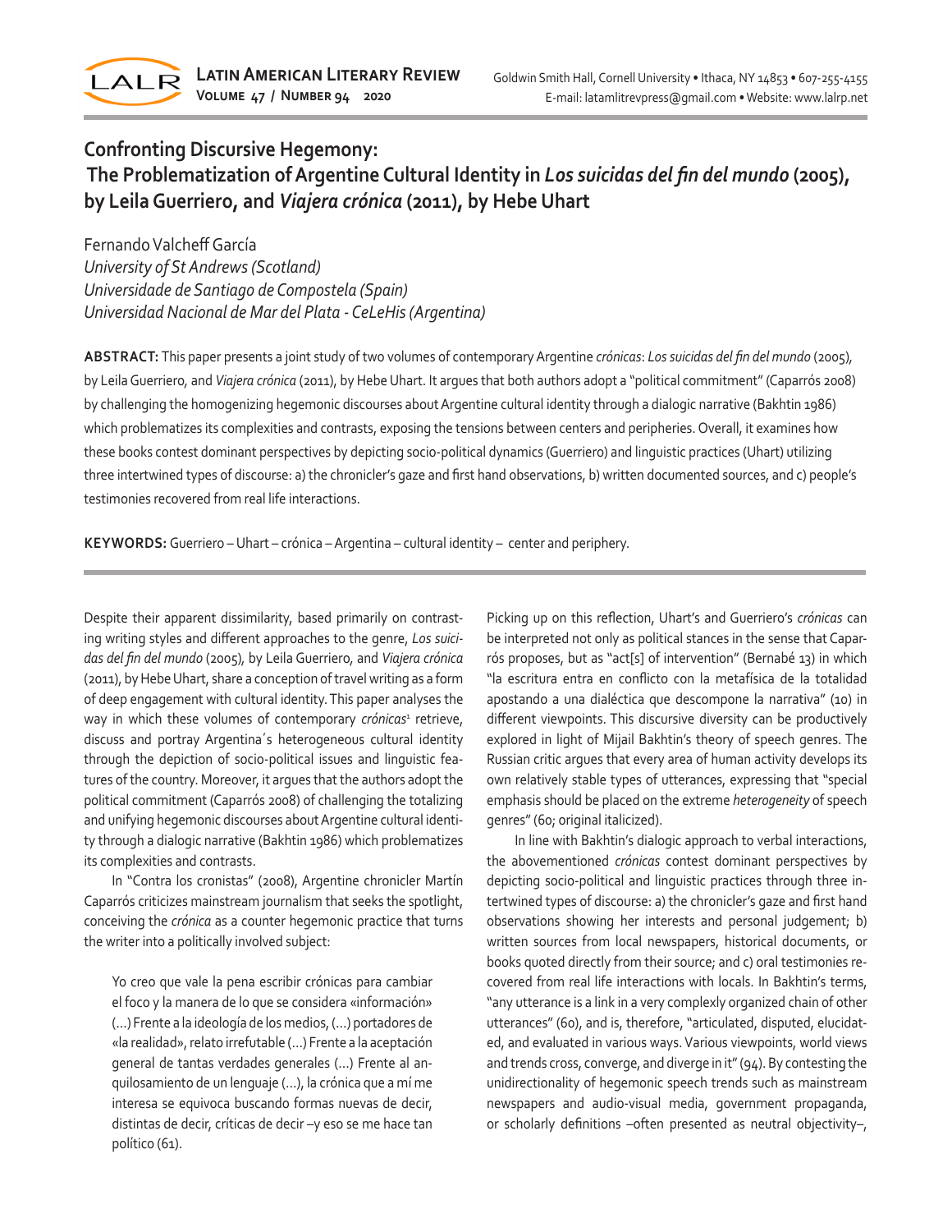# Confronting Discursive Hegemony: The Problematization of Argentine Cultural Identity in *Los suicidas del fin del mundo* (2005), by Leila Guerriero, and *Viajera crónica* (2011), by Hebe Uhart

Fernando Valcheff García
*University of St Andrews (Scotland)*
*Universidade de Santiago de Compostela (Spain)*
*Universidad Nacional de Mar del Plata - CeLeHis (Argentina)*

**ABSTRACT:** This paper presents a joint study of two volumes of contemporary Argentine *crónicas*: *Los suicidas del fin del mundo* (2005), by Leila Guerriero, and *Viajera crónica* (2011), by Hebe Uhart. It argues that both authors adopt a "political commitment" (Caparrós 2008) by challenging the homogenizing hegemonic discourses about Argentine cultural identity through a dialogic narrative (Bakhtin 1986) which problematizes its complexities and contrasts, exposing the tensions between centers and peripheries. Overall, it examines how these books contest dominant perspectives by depicting socio-political dynamics (Guerriero) and linguistic practices (Uhart) utilizing three intertwined types of discourse: a) the chronicler's gaze and first hand observations, b) written documented sources, and c) people's testimonies recovered from real life interactions.

**KEYWORDS:** Guerriero – Uhart – crónica – Argentina – cultural identity – center and periphery.

Despite their apparent dissimilarity, based primarily on contrasting writing styles and different approaches to the genre, *Los suicidas del fin del mundo* (2005), by Leila Guerriero, and *Viajera crónica* (2011), by Hebe Uhart, share a conception of travel writing as a form of deep engagement with cultural identity. This paper analyses the way in which these volumes of contemporary *crónicas*[1] retrieve, discuss and portray Argentina´s heterogeneous cultural identity through the depiction of socio-political issues and linguistic features of the country. Moreover, it argues that the authors adopt the political commitment (Caparrós 2008) of challenging the totalizing and unifying hegemonic discourses about Argentine cultural identity through a dialogic narrative (Bakhtin 1986) which problematizes its complexities and contrasts.

In "Contra los cronistas" (2008), Argentine chronicler Martín Caparrós criticizes mainstream journalism that seeks the spotlight, conceiving the *crónica* as a counter hegemonic practice that turns the writer into a politically involved subject:

> Yo creo que vale la pena escribir crónicas para cambiar el foco y la manera de lo que se considera «información» (…) Frente a la ideología de los medios, (…) portadores de «la realidad», relato irrefutable (…) Frente a la aceptación general de tantas verdades generales (…) Frente al anquilosamiento de un lenguaje (…), la crónica que a mí me interesa se equivoca buscando formas nuevas de decir, distintas de decir, críticas de decir –y eso se me hace tan político (61).

Picking up on this reflection, Uhart's and Guerriero's *crónicas* can be interpreted not only as political stances in the sense that Caparrós proposes, but as "act[s] of intervention" (Bernabé 13) in which "la escritura entra en conflicto con la metafísica de la totalidad apostando a una dialéctica que descompone la narrativa" (10) in different viewpoints. This discursive diversity can be productively explored in light of Mijail Bakhtin's theory of speech genres. The Russian critic argues that every area of human activity develops its own relatively stable types of utterances, expressing that "special emphasis should be placed on the extreme *heterogeneity* of speech genres" (60; original italicized).

In line with Bakhtin's dialogic approach to verbal interactions, the abovementioned *crónicas* contest dominant perspectives by depicting socio-political and linguistic practices through three intertwined types of discourse: a) the chronicler's gaze and first hand observations showing her interests and personal judgement; b) written sources from local newspapers, historical documents, or books quoted directly from their source; and c) oral testimonies recovered from real life interactions with locals. In Bakhtin's terms, "any utterance is a link in a very complexly organized chain of other utterances" (60), and is, therefore, "articulated, disputed, elucidated, and evaluated in various ways. Various viewpoints, world views and trends cross, converge, and diverge in it" (94). By contesting the unidirectionality of hegemonic speech trends such as mainstream newspapers and audio-visual media, government propaganda, or scholarly definitions –often presented as neutral objectivity–,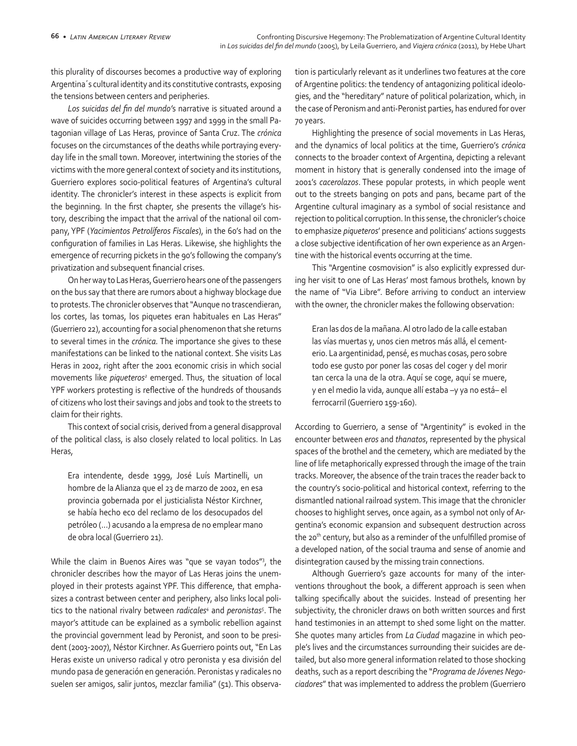this plurality of discourses becomes a productive way of exploring Argentina´s cultural identity and its constitutive contrasts, exposing the tensions between centers and peripheries.

*Los suicidas del fin del mundo*'s narrative is situated around a wave of suicides occurring between 1997 and 1999 in the small Patagonian village of Las Heras, province of Santa Cruz. The *crónica* focuses on the circumstances of the deaths while portraying everyday life in the small town. Moreover, intertwining the stories of the victims with the more general context of society and its institutions, Guerriero explores socio-political features of Argentina's cultural identity. The chronicler's interest in these aspects is explicit from the beginning. In the first chapter, she presents the village's history, describing the impact that the arrival of the national oil company, YPF (*Yacimientos Petrolíferos Fiscales*), in the 60's had on the configuration of families in Las Heras. Likewise, she highlights the emergence of recurring pickets in the 90's following the company's privatization and subsequent financial crises.

On her way to Las Heras, Guerriero hears one of the passengers on the bus say that there are rumors about a highway blockage due to protests. The chronicler observes that "Aunque no trascendieran, los cortes, las tomas, los piquetes eran habituales en Las Heras" (Guerriero 22), accounting for a social phenomenon that she returns to several times in the *crónica*. The importance she gives to these manifestations can be linked to the national context. She visits Las Heras in 2002, right after the 2001 economic crisis in which social movements like *piqueteros*[2] emerged. Thus, the situation of local YPF workers protesting is reflective of the hundreds of thousands of citizens who lost their savings and jobs and took to the streets to claim for their rights.

This context of social crisis, derived from a general disapproval of the political class, is also closely related to local politics. In Las Heras,

> Era intendente, desde 1999, José Luís Martinelli, un hombre de la Alianza que el 23 de marzo de 2002, en esa provincia gobernada por el justicialista Néstor Kirchner, se había hecho eco del reclamo de los desocupados del petróleo (…) acusando a la empresa de no emplear mano de obra local (Guerriero 21).

While the claim in Buenos Aires was "que se vayan todos"[3], the chronicler describes how the mayor of Las Heras joins the unemployed in their protests against YPF. This difference, that emphasizes a contrast between center and periphery, also links local politics to the national rivalry between *radicales*[4] and *peronistas*[5]. The mayor's attitude can be explained as a symbolic rebellion against the provincial government lead by Peronist, and soon to be president (2003-2007), Néstor Kirchner. As Guerriero points out, "En Las Heras existe un universo radical y otro peronista y esa división del mundo pasa de generación en generación. Peronistas y radicales no suelen ser amigos, salir juntos, mezclar familia" (51). This observation is particularly relevant as it underlines two features at the core of Argentine politics: the tendency of antagonizing political ideologies, and the "hereditary" nature of political polarization, which, in the case of Peronism and anti-Peronist parties, has endured for over 70 years.

Highlighting the presence of social movements in Las Heras, and the dynamics of local politics at the time, Guerriero's *crónica* connects to the broader context of Argentina, depicting a relevant moment in history that is generally condensed into the image of 2001's *cacerolazos*. These popular protests, in which people went out to the streets banging on pots and pans, became part of the Argentine cultural imaginary as a symbol of social resistance and rejection to political corruption. In this sense, the chronicler's choice to emphasize *piqueteros*' presence and politicians' actions suggests a close subjective identification of her own experience as an Argentine with the historical events occurring at the time.

This "Argentine cosmovision" is also explicitly expressed during her visit to one of Las Heras' most famous brothels, known by the name of "Via Libre". Before arriving to conduct an interview with the owner, the chronicler makes the following observation:

> Eran las dos de la mañana. Al otro lado de la calle estaban las vías muertas y, unos cien metros más allá, el cementerio. La argentinidad, pensé, es muchas cosas, pero sobre todo ese gusto por poner las cosas del coger y del morir tan cerca la una de la otra. Aquí se coge, aquí se muere, y en el medio la vida, aunque allí estaba –y ya no está– el ferrocarril (Guerriero 159-160).

According to Guerriero, a sense of "Argentinity" is evoked in the encounter between *eros* and *thanatos*, represented by the physical spaces of the brothel and the cemetery, which are mediated by the line of life metaphorically expressed through the image of the train tracks. Moreover, the absence of the train traces the reader back to the country's socio-political and historical context, referring to the dismantled national railroad system. This image that the chronicler chooses to highlight serves, once again, as a symbol not only of Argentina's economic expansion and subsequent destruction across the 20th century, but also as a reminder of the unfulfilled promise of a developed nation, of the social trauma and sense of anomie and disintegration caused by the missing train connections.

Although Guerriero's gaze accounts for many of the interventions throughout the book, a different approach is seen when talking specifically about the suicides. Instead of presenting her subjectivity, the chronicler draws on both written sources and first hand testimonies in an attempt to shed some light on the matter. She quotes many articles from *La Ciudad* magazine in which people's lives and the circumstances surrounding their suicides are detailed, but also more general information related to those shocking deaths, such as a report describing the "*Programa de Jóvenes Negociadores*" that was implemented to address the problem (Guerriero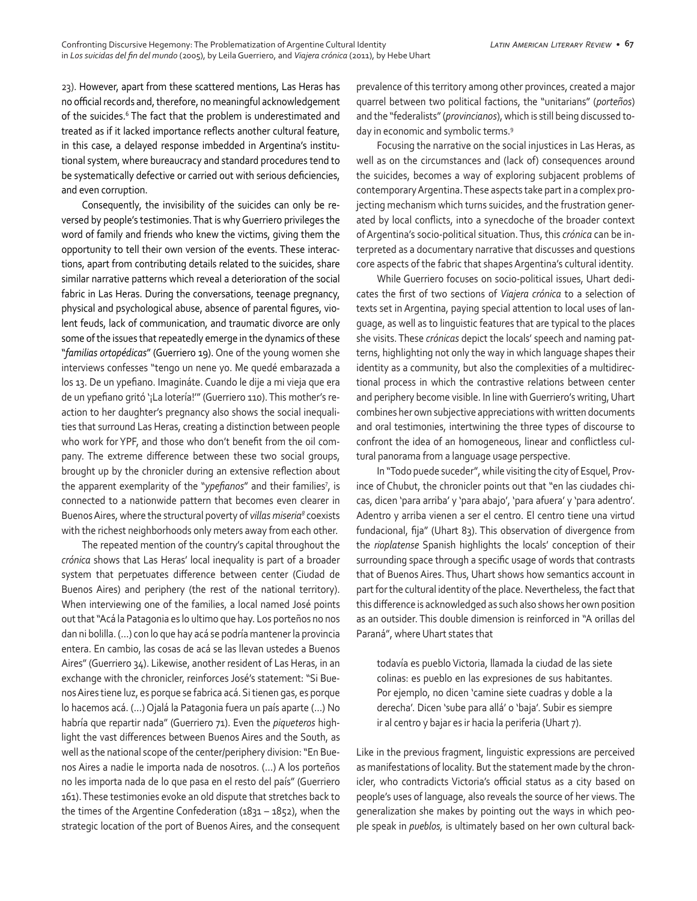23). However, apart from these scattered mentions, Las Heras has no official records and, therefore, no meaningful acknowledgement of the suicides.[6] The fact that the problem is underestimated and treated as if it lacked importance reflects another cultural feature, in this case, a delayed response imbedded in Argentina's institutional system, where bureaucracy and standard procedures tend to be systematically defective or carried out with serious deficiencies, and even corruption.

Consequently, the invisibility of the suicides can only be reversed by people's testimonies. That is why Guerriero privileges the word of family and friends who knew the victims, giving them the opportunity to tell their own version of the events. These interactions, apart from contributing details related to the suicides, share similar narrative patterns which reveal a deterioration of the social fabric in Las Heras. During the conversations, teenage pregnancy, physical and psychological abuse, absence of parental figures, violent feuds, lack of communication, and traumatic divorce are only some of the issues that repeatedly emerge in the dynamics of these "*familias ortopédicas*" (Guerriero 19). One of the young women she interviews confesses "tengo un nene yo. Me quedé embarazada a los 13. De un ypefiano. Imagináte. Cuando le dije a mi vieja que era de un ypefiano gritó '¡La lotería!'" (Guerriero 110). This mother's reaction to her daughter's pregnancy also shows the social inequalities that surround Las Heras, creating a distinction between people who work for YPF, and those who don't benefit from the oil company. The extreme difference between these two social groups, brought up by the chronicler during an extensive reflection about the apparent exemplarity of the "*ypefianos*" and their families[7], is connected to a nationwide pattern that becomes even clearer in Buenos Aires, where the structural poverty of *villas miseria*[8] coexists with the richest neighborhoods only meters away from each other.

The repeated mention of the country's capital throughout the *crónica* shows that Las Heras' local inequality is part of a broader system that perpetuates difference between center (Ciudad de Buenos Aires) and periphery (the rest of the national territory). When interviewing one of the families, a local named José points out that "Acá la Patagonia es lo ultimo que hay. Los porteños no nos dan ni bolilla. (…) con lo que hay acá se podría mantener la provincia entera. En cambio, las cosas de acá se las llevan ustedes a Buenos Aires" (Guerriero 34). Likewise, another resident of Las Heras, in an exchange with the chronicler, reinforces José's statement: "Si Buenos Aires tiene luz, es porque se fabrica acá. Si tienen gas, es porque lo hacemos acá. (…) Ojalá la Patagonia fuera un país aparte (…) No habría que repartir nada" (Guerriero 71). Even the *piqueteros* highlight the vast differences between Buenos Aires and the South, as well as the national scope of the center/periphery division: "En Buenos Aires a nadie le importa nada de nosotros. (…) A los porteños no les importa nada de lo que pasa en el resto del país" (Guerriero 161). These testimonies evoke an old dispute that stretches back to the times of the Argentine Confederation (1831 – 1852), when the strategic location of the port of Buenos Aires, and the consequent prevalence of this territory among other provinces, created a major quarrel between two political factions, the "unitarians" (*porteños*) and the "federalists" (*provincianos*), which is still being discussed today in economic and symbolic terms.[9]

Focusing the narrative on the social injustices in Las Heras, as well as on the circumstances and (lack of) consequences around the suicides, becomes a way of exploring subjacent problems of contemporary Argentina. These aspects take part in a complex projecting mechanism which turns suicides, and the frustration generated by local conflicts, into a synecdoche of the broader context of Argentina's socio-political situation. Thus, this *crónica* can be interpreted as a documentary narrative that discusses and questions core aspects of the fabric that shapes Argentina's cultural identity.

While Guerriero focuses on socio-political issues, Uhart dedicates the first of two sections of *Viajera crónica* to a selection of texts set in Argentina, paying special attention to local uses of language, as well as to linguistic features that are typical to the places she visits. These *crónicas* depict the locals' speech and naming patterns, highlighting not only the way in which language shapes their identity as a community, but also the complexities of a multidirectional process in which the contrastive relations between center and periphery become visible. In line with Guerriero's writing, Uhart combines her own subjective appreciations with written documents and oral testimonies, intertwining the three types of discourse to confront the idea of an homogeneous, linear and conflictless cultural panorama from a language usage perspective.

In "Todo puede suceder", while visiting the city of Esquel, Province of Chubut, the chronicler points out that "en las ciudades chicas, dicen 'para arriba' y 'para abajo', 'para afuera' y 'para adentro'. Adentro y arriba vienen a ser el centro. El centro tiene una virtud fundacional, fija" (Uhart 83). This observation of divergence from the *rioplatense* Spanish highlights the locals' conception of their surrounding space through a specific usage of words that contrasts that of Buenos Aires. Thus, Uhart shows how semantics account in part for the cultural identity of the place. Nevertheless, the fact that this difference is acknowledged as such also shows her own position as an outsider. This double dimension is reinforced in "A orillas del Paraná", where Uhart states that

> todavía es pueblo Victoria, llamada la ciudad de las siete colinas: es pueblo en las expresiones de sus habitantes. Por ejemplo, no dicen 'camine siete cuadras y doble a la derecha'. Dicen 'sube para allá' o 'baja'. Subir es siempre ir al centro y bajar es ir hacia la periferia (Uhart 7).

Like in the previous fragment, linguistic expressions are perceived as manifestations of locality. But the statement made by the chronicler, who contradicts Victoria's official status as a city based on people's uses of language, also reveals the source of her views. The generalization she makes by pointing out the ways in which people speak in *pueblos*, is ultimately based on her own cultural back-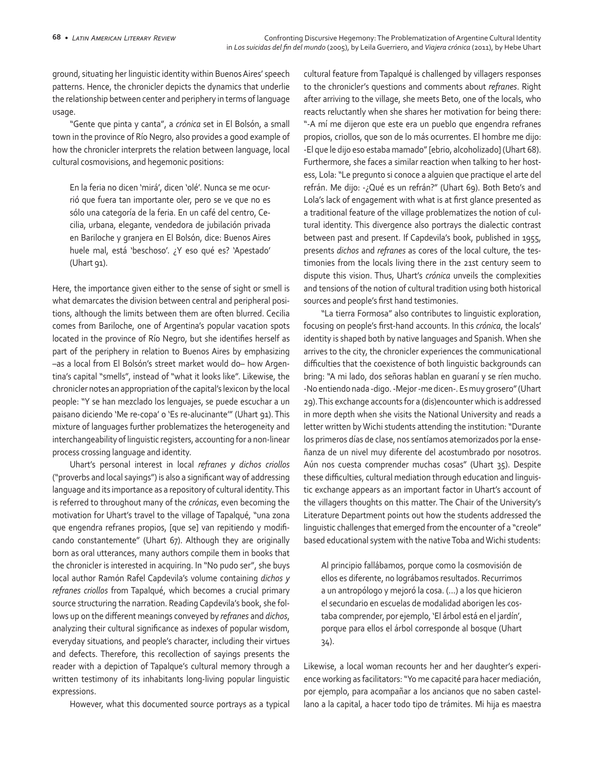ground, situating her linguistic identity within Buenos Aires' speech patterns. Hence, the chronicler depicts the dynamics that underlie the relationship between center and periphery in terms of language usage.

"Gente que pinta y canta", a *crónica* set in El Bolsón, a small town in the province of Río Negro, also provides a good example of how the chronicler interprets the relation between language, local cultural cosmovisions, and hegemonic positions:

> En la feria no dicen 'mirá', dicen 'olé'. Nunca se me ocurrió que fuera tan importante oler, pero se ve que no es sólo una categoría de la feria. En un café del centro, Cecilia, urbana, elegante, vendedora de jubilación privada en Bariloche y granjera en El Bolsón, dice: Buenos Aires huele mal, está 'beschoso'. ¿Y eso qué es? 'Apestado' (Uhart 91).

Here, the importance given either to the sense of sight or smell is what demarcates the division between central and peripheral positions, although the limits between them are often blurred. Cecilia comes from Bariloche, one of Argentina's popular vacation spots located in the province of Río Negro, but she identifies herself as part of the periphery in relation to Buenos Aires by emphasizing –as a local from El Bolsón's street market would do– how Argentina's capital "smells", instead of "what it looks like". Likewise, the chronicler notes an appropriation of the capital's lexicon by the local people: "Y se han mezclado los lenguajes, se puede escuchar a un paisano diciendo 'Me re-copa' o 'Es re-alucinante'" (Uhart 91). This mixture of languages further problematizes the heterogeneity and interchangeability of linguistic registers, accounting for a non-linear process crossing language and identity.

Uhart's personal interest in local *refranes y dichos criollos* ("proverbs and local sayings") is also a significant way of addressing language and its importance as a repository of cultural identity. This is referred to throughout many of the *crónicas*, even becoming the motivation for Uhart's travel to the village of Tapalqué, "una zona que engendra refranes propios, [que se] van repitiendo y modificando constantemente" (Uhart 67). Although they are originally born as oral utterances, many authors compile them in books that the chronicler is interested in acquiring. In "No pudo ser", she buys local author Ramón Rafel Capdevila's volume containing *dichos y refranes criollos* from Tapalqué, which becomes a crucial primary source structuring the narration. Reading Capdevila's book, she follows up on the different meanings conveyed by *refranes* and *dichos*, analyzing their cultural significance as indexes of popular wisdom, everyday situations, and people's character, including their virtues and defects. Therefore, this recollection of sayings presents the reader with a depiction of Tapalque's cultural memory through a written testimony of its inhabitants long-living popular linguistic expressions.

However, what this documented source portrays as a typical cultural feature from Tapalqué is challenged by villagers responses to the chronicler's questions and comments about *refranes*. Right after arriving to the village, she meets Beto, one of the locals, who reacts reluctantly when she shares her motivation for being there: "-A mí me dijeron que este era un pueblo que engendra refranes propios, criollos, que son de lo más ocurrentes. El hombre me dijo: -El que le dijo eso estaba mamado" [ebrio, alcoholizado] (Uhart 68). Furthermore, she faces a similar reaction when talking to her hostess, Lola: "Le pregunto si conoce a alguien que practique el arte del refrán. Me dijo: -¿Qué es un refrán?" (Uhart 69). Both Beto's and Lola's lack of engagement with what is at first glance presented as a traditional feature of the village problematizes the notion of cultural identity. This divergence also portrays the dialectic contrast between past and present. If Capdevila's book, published in 1955, presents *dichos* and *refranes* as cores of the local culture, the testimonies from the locals living there in the 21st century seem to dispute this vision. Thus, Uhart's *crónica* unveils the complexities and tensions of the notion of cultural tradition using both historical sources and people's first hand testimonies.

"La tierra Formosa" also contributes to linguistic exploration, focusing on people's first-hand accounts. In this *crónica*, the locals' identity is shaped both by native languages and Spanish. When she arrives to the city, the chronicler experiences the communicational difficulties that the coexistence of both linguistic backgrounds can bring: "A mi lado, dos señoras hablan en guaraní y se ríen mucho. -No entiendo nada -digo. -Mejor -me dicen-. Es muy grosero" (Uhart 29). This exchange accounts for a (dis)encounter which is addressed in more depth when she visits the National University and reads a letter written by Wichi students attending the institution: "Durante los primeros días de clase, nos sentíamos atemorizados por la enseñanza de un nivel muy diferente del acostumbrado por nosotros. Aún nos cuesta comprender muchas cosas" (Uhart 35). Despite these difficulties, cultural mediation through education and linguistic exchange appears as an important factor in Uhart's account of the villagers thoughts on this matter. The Chair of the University's Literature Department points out how the students addressed the linguistic challenges that emerged from the encounter of a "creole" based educational system with the native Toba and Wichi students:

> Al principio fallábamos, porque como la cosmovisión de ellos es diferente, no lográbamos resultados. Recurrimos a un antropólogo y mejoró la cosa. (…) a los que hicieron el secundario en escuelas de modalidad aborigen les costaba comprender, por ejemplo, 'El árbol está en el jardín', porque para ellos el árbol corresponde al bosque (Uhart 34).

Likewise, a local woman recounts her and her daughter's experience working as facilitators: "Yo me capacité para hacer mediación, por ejemplo, para acompañar a los ancianos que no saben castellano a la capital, a hacer todo tipo de trámites. Mi hija es maestra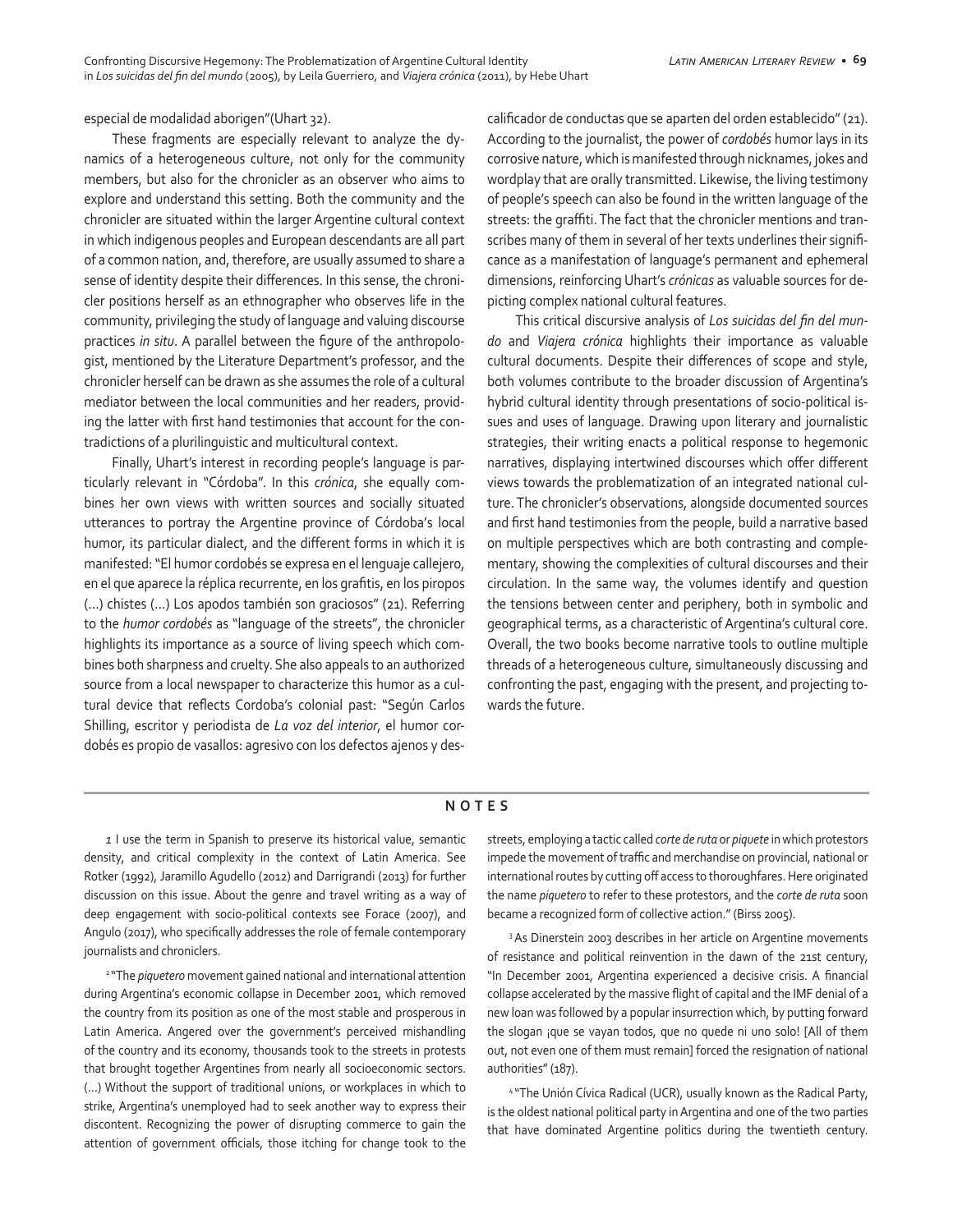especial de modalidad aborigen"(Uhart 32).

These fragments are especially relevant to analyze the dynamics of a heterogeneous culture, not only for the community members, but also for the chronicler as an observer who aims to explore and understand this setting. Both the community and the chronicler are situated within the larger Argentine cultural context in which indigenous peoples and European descendants are all part of a common nation, and, therefore, are usually assumed to share a sense of identity despite their differences. In this sense, the chronicler positions herself as an ethnographer who observes life in the community, privileging the study of language and valuing discourse practices *in situ*. A parallel between the figure of the anthropologist, mentioned by the Literature Department's professor, and the chronicler herself can be drawn as she assumes the role of a cultural mediator between the local communities and her readers, providing the latter with first hand testimonies that account for the contradictions of a plurilinguistic and multicultural context.

Finally, Uhart's interest in recording people's language is particularly relevant in "Córdoba". In this *crónica*, she equally combines her own views with written sources and socially situated utterances to portray the Argentine province of Córdoba's local humor, its particular dialect, and the different forms in which it is manifested: "El humor cordobés se expresa en el lenguaje callejero, en el que aparece la réplica recurrente, en los grafitis, en los piropos (…) chistes (…) Los apodos también son graciosos" (21). Referring to the *humor cordobés* as "language of the streets", the chronicler highlights its importance as a source of living speech which combines both sharpness and cruelty. She also appeals to an authorized source from a local newspaper to characterize this humor as a cultural device that reflects Cordoba's colonial past: "Según Carlos Shilling, escritor y periodista de *La voz del interior*, el humor cordobés es propio de vasallos: agresivo con los defectos ajenos y descalificador de conductas que se aparten del orden establecido" (21). According to the journalist, the power of *cordobés* humor lays in its corrosive nature, which is manifested through nicknames, jokes and wordplay that are orally transmitted. Likewise, the living testimony of people's speech can also be found in the written language of the streets: the graffiti. The fact that the chronicler mentions and transcribes many of them in several of her texts underlines their significance as a manifestation of language's permanent and ephemeral dimensions, reinforcing Uhart's *crónicas* as valuable sources for depicting complex national cultural features.

This critical discursive analysis of *Los suicidas del fin del mundo* and *Viajera crónica* highlights their importance as valuable cultural documents. Despite their differences of scope and style, both volumes contribute to the broader discussion of Argentina's hybrid cultural identity through presentations of socio-political issues and uses of language. Drawing upon literary and journalistic strategies, their writing enacts a political response to hegemonic narratives, displaying intertwined discourses which offer different views towards the problematization of an integrated national culture. The chronicler's observations, alongside documented sources and first hand testimonies from the people, build a narrative based on multiple perspectives which are both contrasting and complementary, showing the complexities of cultural discourses and their circulation. In the same way, the volumes identify and question the tensions between center and periphery, both in symbolic and geographical terms, as a characteristic of Argentina's cultural core. Overall, the two books become narrative tools to outline multiple threads of a heterogeneous culture, simultaneously discussing and confronting the past, engaging with the present, and projecting towards the future.

## NOTES

1 I use the term in Spanish to preserve its historical value, semantic density, and critical complexity in the context of Latin America. See Rotker (1992), Jaramillo Agudelo (2012) and Darrigrandi (2013) for further discussion on this issue. About the genre and travel writing as a way of deep engagement with socio-political contexts see Forace (2007), and Angulo (2017), who specifically addresses the role of female contemporary journalists and chroniclers.

2 "The *piquetero* movement gained national and international attention during Argentina's economic collapse in December 2001, which removed the country from its position as one of the most stable and prosperous in Latin America. Angered over the government's perceived mishandling of the country and its economy, thousands took to the streets in protests that brought together Argentines from nearly all socioeconomic sectors. (…) Without the support of traditional unions, or workplaces in which to strike, Argentina's unemployed had to seek another way to express their discontent. Recognizing the power of disrupting commerce to gain the attention of government officials, those itching for change took to the streets, employing a tactic called *corte de ruta* or *piquete* in which protestors impede the movement of traffic and merchandise on provincial, national or international routes by cutting off access to thoroughfares. Here originated the name *piquetero* to refer to these protestors, and the *corte de ruta* soon became a recognized form of collective action." (Birss 2005).

3 As Dinerstein 2003 describes in her article on Argentine movements of resistance and political reinvention in the dawn of the 21st century, "In December 2001, Argentina experienced a decisive crisis. A financial collapse accelerated by the massive flight of capital and the IMF denial of a new loan was followed by a popular insurrection which, by putting forward the slogan ¡que se vayan todos, que no quede ni uno solo! [All of them out, not even one of them must remain] forced the resignation of national authorities" (187).

4 "The Unión Cívica Radical (UCR), usually known as the Radical Party, is the oldest national political party in Argentina and one of the two parties that have dominated Argentine politics during the twentieth century.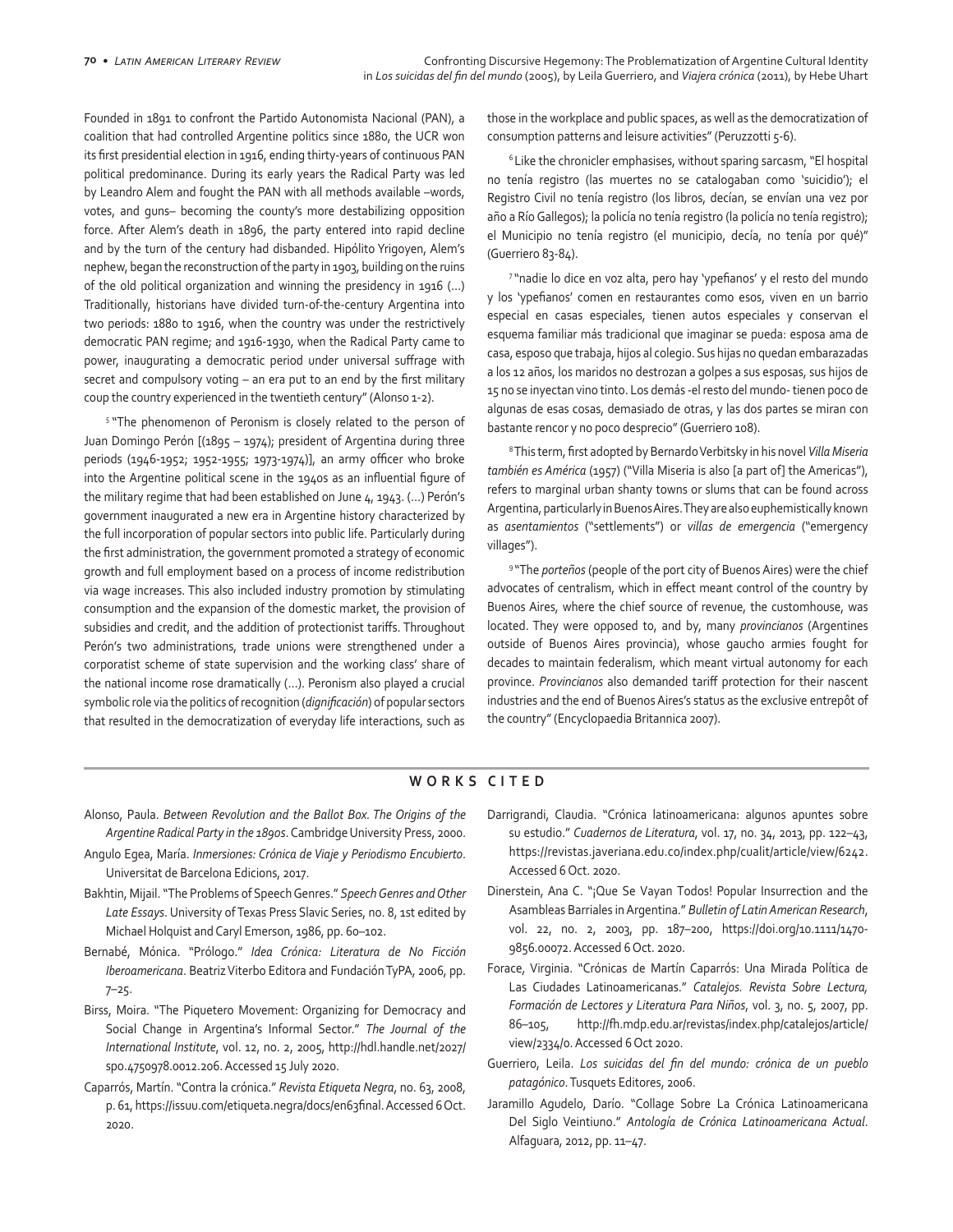Founded in 1891 to confront the Partido Autonomista Nacional (PAN), a coalition that had controlled Argentine politics since 1880, the UCR won its first presidential election in 1916, ending thirty-years of continuous PAN political predominance. During its early years the Radical Party was led by Leandro Alem and fought the PAN with all methods available –words, votes, and guns– becoming the county's more destabilizing opposition force. After Alem's death in 1896, the party entered into rapid decline and by the turn of the century had disbanded. Hipólito Yrigoyen, Alem's nephew, began the reconstruction of the party in 1903, building on the ruins of the old political organization and winning the presidency in 1916 (…) Traditionally, historians have divided turn-of-the-century Argentina into two periods: 1880 to 1916, when the country was under the restrictively democratic PAN regime; and 1916-1930, when the Radical Party came to power, inaugurating a democratic period under universal suffrage with secret and compulsory voting – an era put to an end by the first military coup the country experienced in the twentieth century" (Alonso 1-2).

[5] "The phenomenon of Peronism is closely related to the person of Juan Domingo Perón [(1895 – 1974); president of Argentina during three periods (1946-1952; 1952-1955; 1973-1974)], an army officer who broke into the Argentine political scene in the 1940s as an influential figure of the military regime that had been established on June 4, 1943. (…) Perón's government inaugurated a new era in Argentine history characterized by the full incorporation of popular sectors into public life. Particularly during the first administration, the government promoted a strategy of economic growth and full employment based on a process of income redistribution via wage increases. This also included industry promotion by stimulating consumption and the expansion of the domestic market, the provision of subsidies and credit, and the addition of protectionist tariffs. Throughout Perón's two administrations, trade unions were strengthened under a corporatist scheme of state supervision and the working class' share of the national income rose dramatically (…). Peronism also played a crucial symbolic role via the politics of recognition (*dignificación*) of popular sectors that resulted in the democratization of everyday life interactions, such as those in the workplace and public spaces, as well as the democratization of consumption patterns and leisure activities" (Peruzzotti 5-6).

[6] Like the chronicler emphasises, without sparing sarcasm, "El hospital no tenía registro (las muertes no se catalogaban como 'suicidio'); el Registro Civil no tenía registro (los libros, decían, se envían una vez por año a Río Gallegos); la policía no tenía registro (la policía no tenía registro); el Municipio no tenía registro (el municipio, decía, no tenía por qué)" (Guerriero 83-84).

[7] "nadie lo dice en voz alta, pero hay 'ypefianos' y el resto del mundo y los 'ypefianos' comen en restaurantes como esos, viven en un barrio especial en casas especiales, tienen autos especiales y conservan el esquema familiar más tradicional que imaginar se pueda: esposa ama de casa, esposo que trabaja, hijos al colegio. Sus hijas no quedan embarazadas a los 12 años, los maridos no destrozan a golpes a sus esposas, sus hijos de 15 no se inyectan vino tinto. Los demás -el resto del mundo- tienen poco de algunas de esas cosas, demasiado de otras, y las dos partes se miran con bastante rencor y no poco desprecio" (Guerriero 108).

[8] This term, first adopted by Bernardo Verbitsky in his novel *Villa Miseria también es América* (1957) ("Villa Miseria is also [a part of] the Americas"), refers to marginal urban shanty towns or slums that can be found across Argentina, particularly in Buenos Aires. They are also euphemistically known as *asentamientos* ("settlements") or *villas de emergencia* ("emergency villages").

[9] "The *porteños* (people of the port city of Buenos Aires) were the chief advocates of centralism, which in effect meant control of the country by Buenos Aires, where the chief source of revenue, the customhouse, was located. They were opposed to, and by, many *provincianos* (Argentines outside of Buenos Aires provincia), whose gaucho armies fought for decades to maintain federalism, which meant virtual autonomy for each province. *Provincianos* also demanded tariff protection for their nascent industries and the end of Buenos Aires's status as the exclusive entrepôt of the country" (Encyclopaedia Britannica 2007).

## WORKS CITED

Alonso, Paula. *Between Revolution and the Ballot Box. The Origins of the Argentine Radical Party in the 1890s*. Cambridge University Press, 2000.

Angulo Egea, María. *Inmersiones: Crónica de Viaje y Periodismo Encubierto*. Universitat de Barcelona Edicions, 2017.

Bakhtin, Mijail. "The Problems of Speech Genres." *Speech Genres and Other Late Essays*. University of Texas Press Slavic Series, no. 8, 1st edited by Michael Holquist and Caryl Emerson, 1986, pp. 60–102.

Bernabé, Mónica. "Prólogo." *Idea Crónica: Literatura de No Ficción Iberoamericana*. Beatriz Viterbo Editora and Fundación TyPA, 2006, pp. 7–25.

Birss, Moira. "The Piquetero Movement: Organizing for Democracy and Social Change in Argentina's Informal Sector." *The Journal of the International Institute*, vol. 12, no. 2, 2005, http://hdl.handle.net/2027/spo.4750978.0012.206. Accessed 15 July 2020.

Caparrós, Martín. "Contra la crónica." *Revista Etiqueta Negra*, no. 63, 2008, p. 61, https://issuu.com/etiqueta.negra/docs/en63final. Accessed 6 Oct. 2020.

Darrigrandi, Claudia. "Crónica latinoamericana: algunos apuntes sobre su estudio." *Cuadernos de Literatura*, vol. 17, no. 34, 2013, pp. 122–43, https://revistas.javeriana.edu.co/index.php/cualit/article/view/6242. Accessed 6 Oct. 2020.

Dinerstein, Ana C. "¡Que Se Vayan Todos! Popular Insurrection and the Asambleas Barriales in Argentina." *Bulletin of Latin American Research*, vol. 22, no. 2, 2003, pp. 187–200, https://doi.org/10.1111/1470-9856.00072. Accessed 6 Oct. 2020.

Forace, Virginia. "Crónicas de Martín Caparrós: Una Mirada Política de Las Ciudades Latinoamericanas." *Catalejos. Revista Sobre Lectura, Formación de Lectores y Literatura Para Niños*, vol. 3, no. 5, 2007, pp. 86–105, http://fh.mdp.edu.ar/revistas/index.php/catalejos/article/view/2334/0. Accessed 6 Oct 2020.

Guerriero, Leila. *Los suicidas del fin del mundo: crónica de un pueblo patagónico*. Tusquets Editores, 2006.

Jaramillo Agudelo, Darío. "Collage Sobre La Crónica Latinoamericana Del Siglo Veintiuno." *Antología de Crónica Latinoamericana Actual*. Alfaguara, 2012, pp. 11–47.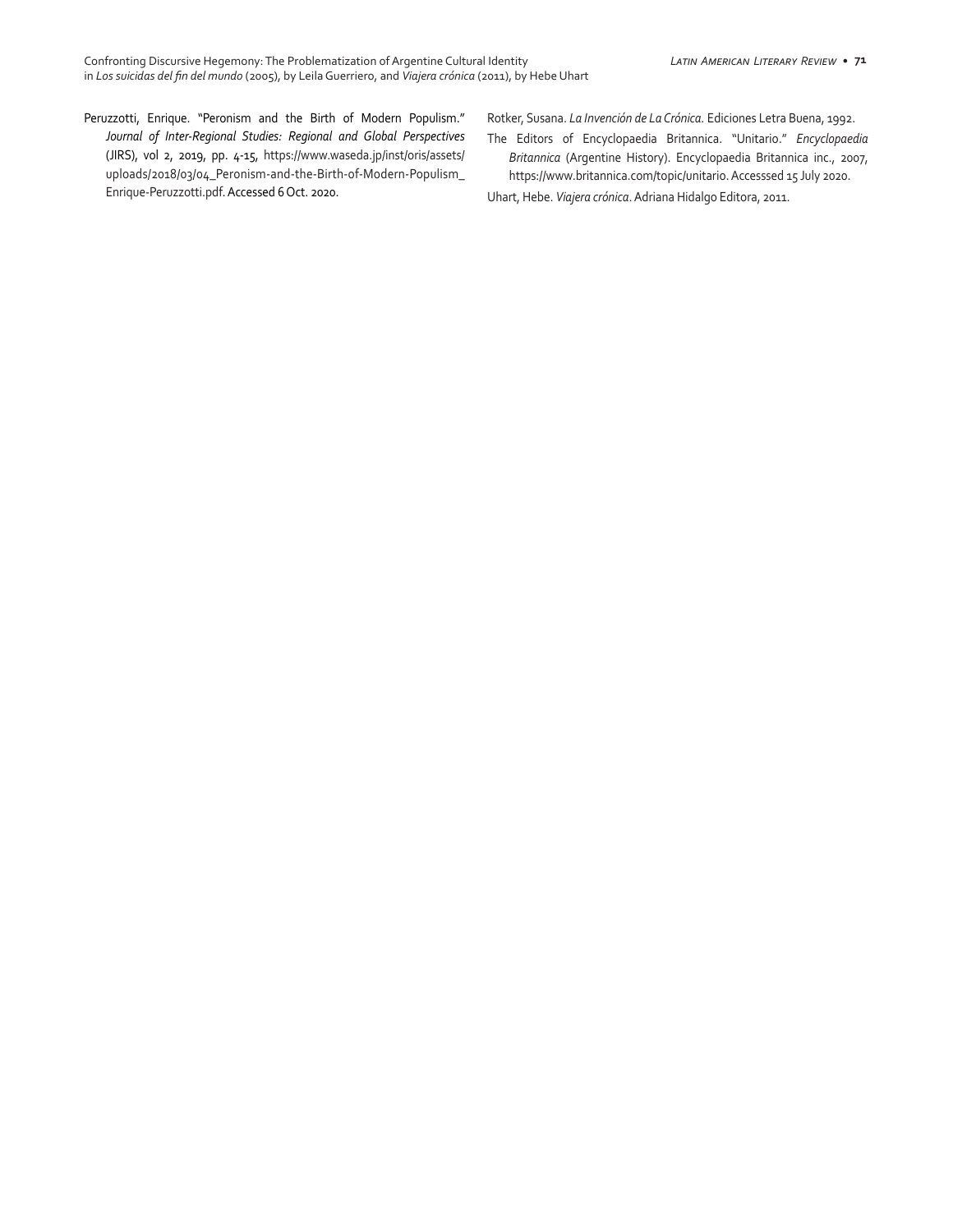Peruzzotti, Enrique. "Peronism and the Birth of Modern Populism." *Journal of Inter-Regional Studies: Regional and Global Perspectives* (JIRS), vol 2, 2019, pp. 4-15, https://www.waseda.jp/inst/oris/assets/uploads/2018/03/04_Peronism-and-the-Birth-of-Modern-Populism_Enrique-Peruzzotti.pdf. Accessed 6 Oct. 2020.

Rotker, Susana. *La Invención de La Crónica*. Ediciones Letra Buena, 1992.

The Editors of Encyclopaedia Britannica. "Unitario." *Encyclopaedia Britannica* (Argentine History). Encyclopaedia Britannica inc., 2007, https://www.britannica.com/topic/unitario. Accesssed 15 July 2020.

Uhart, Hebe. *Viajera crónica*. Adriana Hidalgo Editora, 2011.